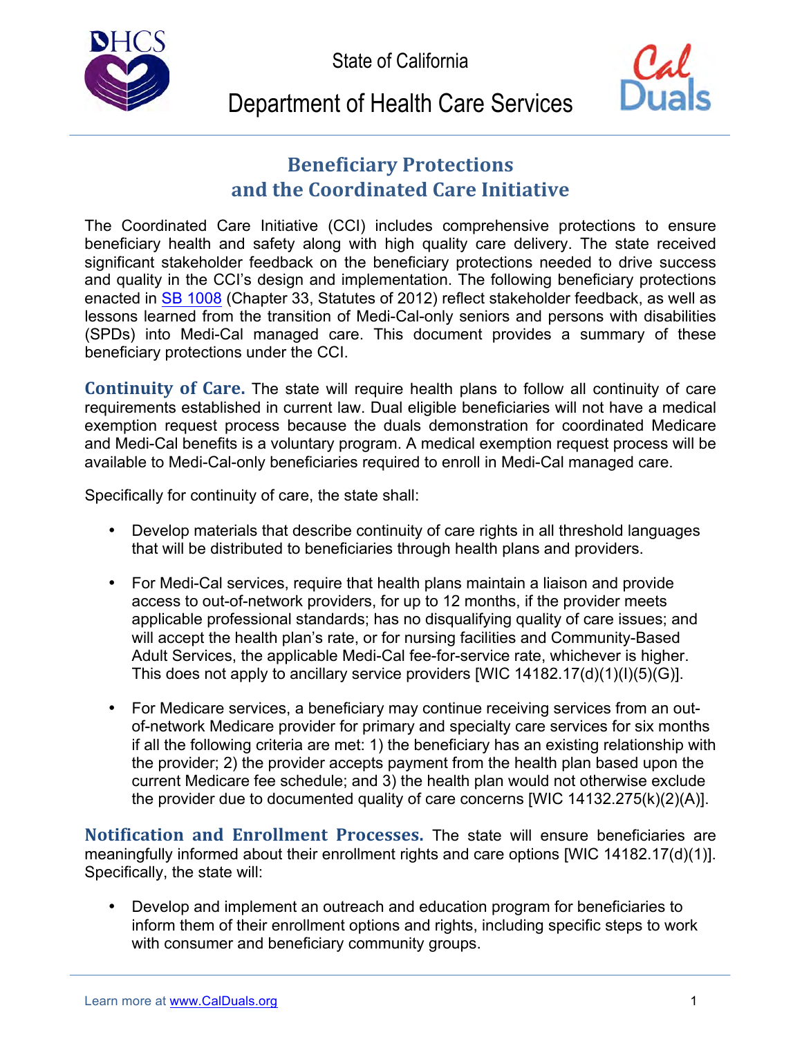State of California

Department of Health Care Services

# Beneficiary Protections and the Coordinated Care Initiative

The Coordinated Care Initiative (CCI) includes comprehensive protections to ensure beneficiary health and safety along with high quality care delivery. The state received significant stakeholder feedback on the beneficiary protections needed to drive success and quality in the CCI's design and implementation. The following beneficiary protections enacted in [SB 1008](SB 1008) (Chapter 33, Statutes of 2012) reflect stakeholder feedback, as well as lessons learned from the transition of Medi-Cal-only seniors and persons with disabilities (SPDs) into Medi-Cal managed care. This document provides a summary of these beneficiary protections under the CCI.

**Continuity of Care.** The state will require health plans to follow all continuity of care requirements established in current law. Dual eligible beneficiaries will not have a medical exemption request process because the duals demonstration for coordinated Medicare and Medi-Cal benefits is a voluntary program. A medical exemption request process will be available to Medi-Cal-only beneficiaries required to enroll in Medi-Cal managed care.

Specifically for continuity of care, the state shall:

- Develop materials that describe continuity of care rights in all threshold languages that will be distributed to beneficiaries through health plans and providers.
- For Medi-Cal services, require that health plans maintain a liaison and provide access to out-of-network providers, for up to 12 months, if the provider meets applicable professional standards; has no disqualifying quality of care issues; and will accept the health plan's rate, or for nursing facilities and Community-Based Adult Services, the applicable Medi-Cal fee-for-service rate, whichever is higher. This does not apply to ancillary service providers [WIC 14182.17(d)(1)(I)(5)(G)].
- For Medicare services, a beneficiary may continue receiving services from an out-of-network Medicare provider for primary and specialty care services for six months if all the following criteria are met: 1) the beneficiary has an existing relationship with the provider; 2) the provider accepts payment from the health plan based upon the current Medicare fee schedule; and 3) the health plan would not otherwise exclude the provider due to documented quality of care concerns [WIC 14132.275(k)(2)(A)].

**Notification and Enrollment Processes.** The state will ensure beneficiaries are meaningfully informed about their enrollment rights and care options [WIC 14182.17(d)(1)]. Specifically, the state will:

- Develop and implement an outreach and education program for beneficiaries to inform them of their enrollment options and rights, including specific steps to work with consumer and beneficiary community groups.

Learn more at [www.CalDuals.org](www.CalDuals.org)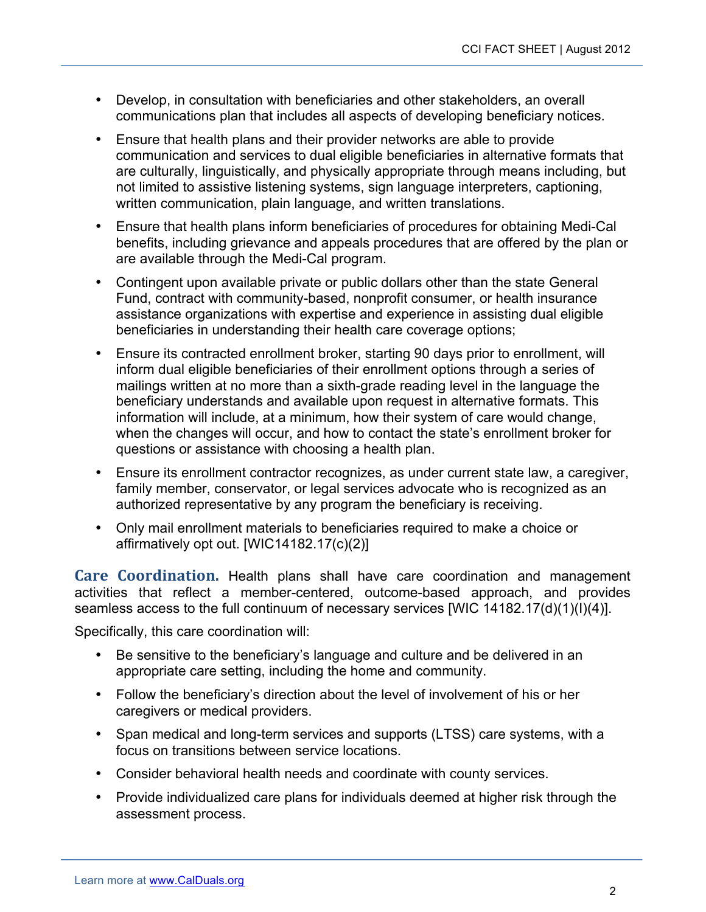- Develop, in consultation with beneficiaries and other stakeholders, an overall communications plan that includes all aspects of developing beneficiary notices.
- Ensure that health plans and their provider networks are able to provide communication and services to dual eligible beneficiaries in alternative formats that are culturally, linguistically, and physically appropriate through means including, but not limited to assistive listening systems, sign language interpreters, captioning, written communication, plain language, and written translations.
- Ensure that health plans inform beneficiaries of procedures for obtaining Medi-Cal benefits, including grievance and appeals procedures that are offered by the plan or are available through the Medi-Cal program.
- Contingent upon available private or public dollars other than the state General Fund, contract with community-based, nonprofit consumer, or health insurance assistance organizations with expertise and experience in assisting dual eligible beneficiaries in understanding their health care coverage options;
- Ensure its contracted enrollment broker, starting 90 days prior to enrollment, will inform dual eligible beneficiaries of their enrollment options through a series of mailings written at no more than a sixth-grade reading level in the language the beneficiary understands and available upon request in alternative formats. This information will include, at a minimum, how their system of care would change, when the changes will occur, and how to contact the state's enrollment broker for questions or assistance with choosing a health plan.
- Ensure its enrollment contractor recognizes, as under current state law, a caregiver, family member, conservator, or legal services advocate who is recognized as an authorized representative by any program the beneficiary is receiving.
- Only mail enrollment materials to beneficiaries required to make a choice or affirmatively opt out. [WIC14182.17(c)(2)]

**Care Coordination.** Health plans shall have care coordination and management activities that reflect a member-centered, outcome-based approach, and provides seamless access to the full continuum of necessary services [WIC 14182.17(d)(1)(I)(4)].

Specifically, this care coordination will:

- Be sensitive to the beneficiary's language and culture and be delivered in an appropriate care setting, including the home and community.
- Follow the beneficiary's direction about the level of involvement of his or her caregivers or medical providers.
- Span medical and long-term services and supports (LTSS) care systems, with a focus on transitions between service locations.
- Consider behavioral health needs and coordinate with county services.
- Provide individualized care plans for individuals deemed at higher risk through the assessment process.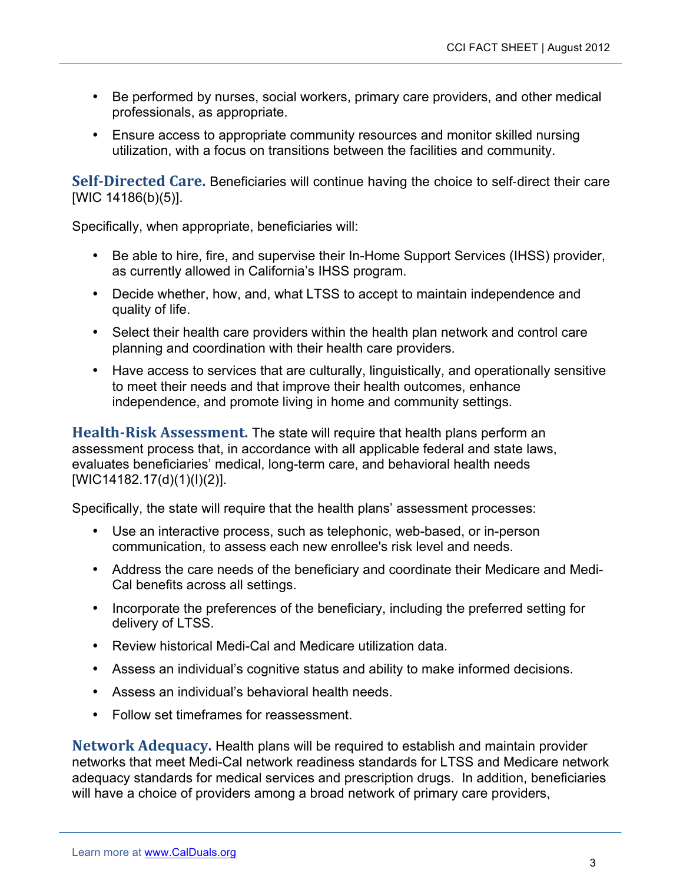- Be performed by nurses, social workers, primary care providers, and other medical professionals, as appropriate.
- Ensure access to appropriate community resources and monitor skilled nursing utilization, with a focus on transitions between the facilities and community.

**Self-Directed Care.** Beneficiaries will continue having the choice to self-direct their care [WIC 14186(b)(5)].

Specifically, when appropriate, beneficiaries will:

- Be able to hire, fire, and supervise their In-Home Support Services (IHSS) provider, as currently allowed in California's IHSS program.
- Decide whether, how, and, what LTSS to accept to maintain independence and quality of life.
- Select their health care providers within the health plan network and control care planning and coordination with their health care providers.
- Have access to services that are culturally, linguistically, and operationally sensitive to meet their needs and that improve their health outcomes, enhance independence, and promote living in home and community settings.

**Health-Risk Assessment.** The state will require that health plans perform an assessment process that, in accordance with all applicable federal and state laws, evaluates beneficiaries' medical, long-term care, and behavioral health needs [WIC14182.17(d)(1)(I)(2)].

Specifically, the state will require that the health plans' assessment processes:

- Use an interactive process, such as telephonic, web-based, or in-person communication, to assess each new enrollee's risk level and needs.
- Address the care needs of the beneficiary and coordinate their Medicare and Medi-Cal benefits across all settings.
- Incorporate the preferences of the beneficiary, including the preferred setting for delivery of LTSS.
- Review historical Medi-Cal and Medicare utilization data.
- Assess an individual's cognitive status and ability to make informed decisions.
- Assess an individual's behavioral health needs.
- Follow set timeframes for reassessment.

**Network Adequacy.** Health plans will be required to establish and maintain provider networks that meet Medi-Cal network readiness standards for LTSS and Medicare network adequacy standards for medical services and prescription drugs. In addition, beneficiaries will have a choice of providers among a broad network of primary care providers,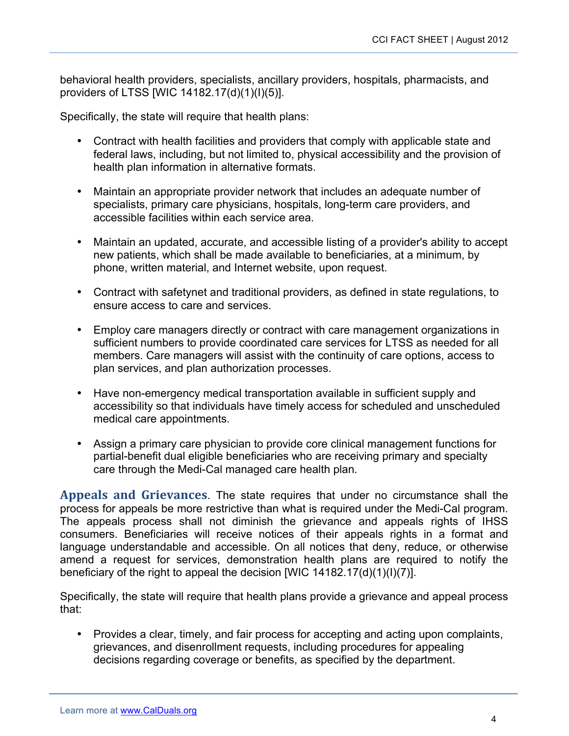behavioral health providers, specialists, ancillary providers, hospitals, pharmacists, and providers of LTSS [WIC 14182.17(d)(1)(I)(5)].

Specifically, the state will require that health plans:

- Contract with health facilities and providers that comply with applicable state and federal laws, including, but not limited to, physical accessibility and the provision of health plan information in alternative formats.
- Maintain an appropriate provider network that includes an adequate number of specialists, primary care physicians, hospitals, long-term care providers, and accessible facilities within each service area.
- Maintain an updated, accurate, and accessible listing of a provider's ability to accept new patients, which shall be made available to beneficiaries, at a minimum, by phone, written material, and Internet website, upon request.
- Contract with safetynet and traditional providers, as defined in state regulations, to ensure access to care and services.
- Employ care managers directly or contract with care management organizations in sufficient numbers to provide coordinated care services for LTSS as needed for all members. Care managers will assist with the continuity of care options, access to plan services, and plan authorization processes.
- Have non-emergency medical transportation available in sufficient supply and accessibility so that individuals have timely access for scheduled and unscheduled medical care appointments.
- Assign a primary care physician to provide core clinical management functions for partial-benefit dual eligible beneficiaries who are receiving primary and specialty care through the Medi-Cal managed care health plan.

**Appeals and Grievances**. The state requires that under no circumstance shall the process for appeals be more restrictive than what is required under the Medi-Cal program. The appeals process shall not diminish the grievance and appeals rights of IHSS consumers. Beneficiaries will receive notices of their appeals rights in a format and language understandable and accessible. On all notices that deny, reduce, or otherwise amend a request for services, demonstration health plans are required to notify the beneficiary of the right to appeal the decision [WIC 14182.17(d)(1)(I)(7)].

Specifically, the state will require that health plans provide a grievance and appeal process that:

- Provides a clear, timely, and fair process for accepting and acting upon complaints, grievances, and disenrollment requests, including procedures for appealing decisions regarding coverage or benefits, as specified by the department.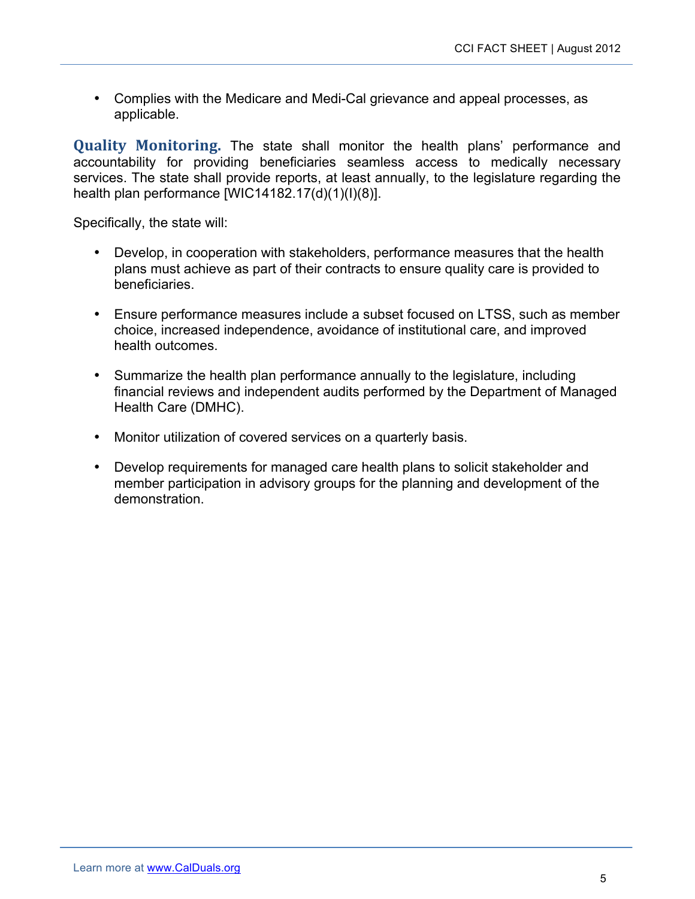- Complies with the Medicare and Medi-Cal grievance and appeal processes, as applicable.

**Quality Monitoring.** The state shall monitor the health plans' performance and accountability for providing beneficiaries seamless access to medically necessary services. The state shall provide reports, at least annually, to the legislature regarding the health plan performance [WIC14182.17(d)(1)(I)(8)].

Specifically, the state will:

- Develop, in cooperation with stakeholders, performance measures that the health plans must achieve as part of their contracts to ensure quality care is provided to beneficiaries.

- Ensure performance measures include a subset focused on LTSS, such as member choice, increased independence, avoidance of institutional care, and improved health outcomes.

- Summarize the health plan performance annually to the legislature, including financial reviews and independent audits performed by the Department of Managed Health Care (DMHC).

- Monitor utilization of covered services on a quarterly basis.

- Develop requirements for managed care health plans to solicit stakeholder and member participation in advisory groups for the planning and development of the demonstration.